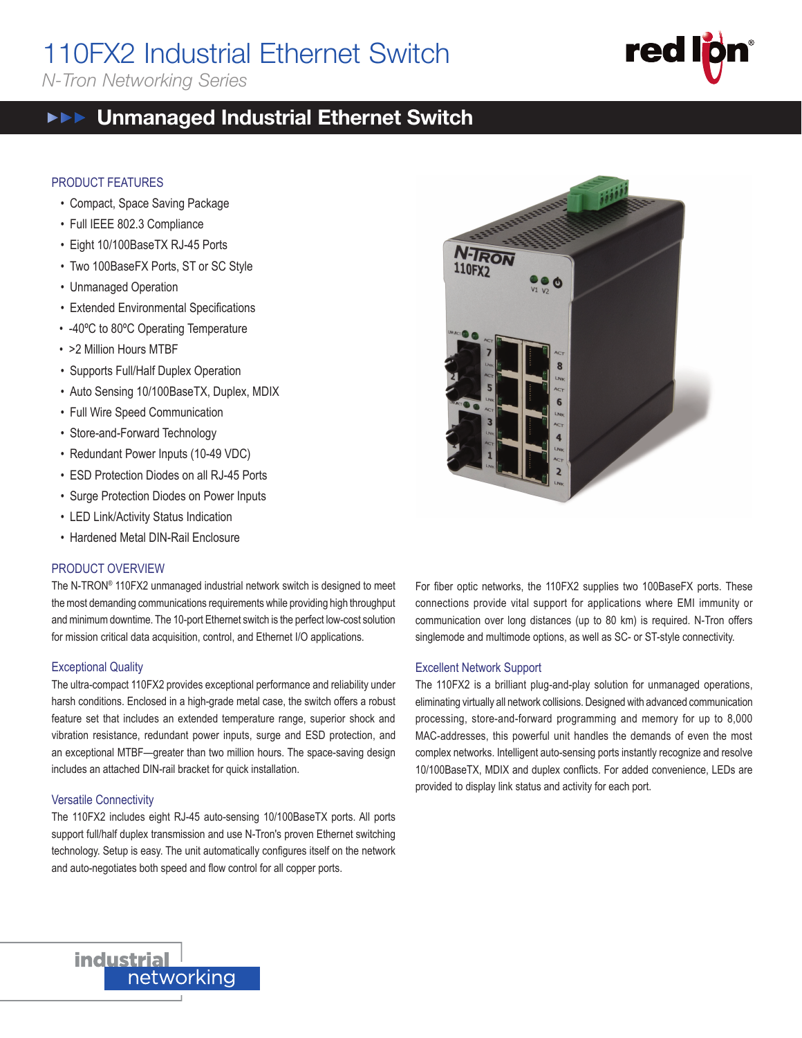# 110FX2 Industrial Ethernet Switch

*N-Tron Networking Series*

## Unmanaged Industrial Ethernet Switch

### PRODUCT FEATURES

- Compact, Space Saving Package
- Full IEEE 802.3 Compliance
- Eight 10/100BaseTX RJ-45 Ports
- Two 100BaseFX Ports, ST or SC Style
- Unmanaged Operation
- Extended Environmental Specifications
- -40ºC to 80ºC Operating Temperature
- >2 Million Hours MTBF
- Supports Full/Half Duplex Operation
- Auto Sensing 10/100BaseTX, Duplex, MDIX
- Full Wire Speed Communication
- Store-and-Forward Technology
- Redundant Power Inputs (10-49 VDC)
- ESD Protection Diodes on all RJ-45 Ports
- Surge Protection Diodes on Power Inputs
- LED Link/Activity Status Indication
- Hardened Metal DIN-Rail Enclosure

### PRODUCT OVERVIEW

The N-TRON® 110FX2 unmanaged industrial network switch is designed to meet the most demanding communications requirements while providing high throughput and minimum downtime. The 10-port Ethernet switch is the perfect low-cost solution for mission critical data acquisition, control, and Ethernet I/O applications.

#### Exceptional Quality

The ultra-compact 110FX2 provides exceptional performance and reliability under harsh conditions. Enclosed in a high-grade metal case, the switch offers a robust feature set that includes an extended temperature range, superior shock and vibration resistance, redundant power inputs, surge and ESD protection, and an exceptional MTBF—greater than two million hours. The space-saving design includes an attached DIN-rail bracket for quick installation.

#### Versatile Connectivity

The 110FX2 includes eight RJ-45 auto-sensing 10/100BaseTX ports. All ports support full/half duplex transmission and use N-Tron's proven Ethernet switching technology. Setup is easy. The unit automatically configures itself on the network and auto-negotiates both speed and flow control for all copper ports.

For fiber optic networks, the 110FX2 supplies two 100BaseFX ports. These connections provide vital support for applications where EMI immunity or communication over long distances (up to 80 km) is required. N-Tron offers singlemode and multimode options, as well as SC- or ST-style connectivity.

#### Excellent Network Support

The 110FX2 is a brilliant plug-and-play solution for unmanaged operations, eliminating virtually all network collisions. Designed with advanced communication processing, store-and-forward programming and memory for up to 8,000 MAC-addresses, this powerful unit handles the demands of even the most complex networks. Intelligent auto-sensing ports instantly recognize and resolve 10/100BaseTX, MDIX and duplex conflicts. For added convenience, LEDs are provided to display link status and activity for each port.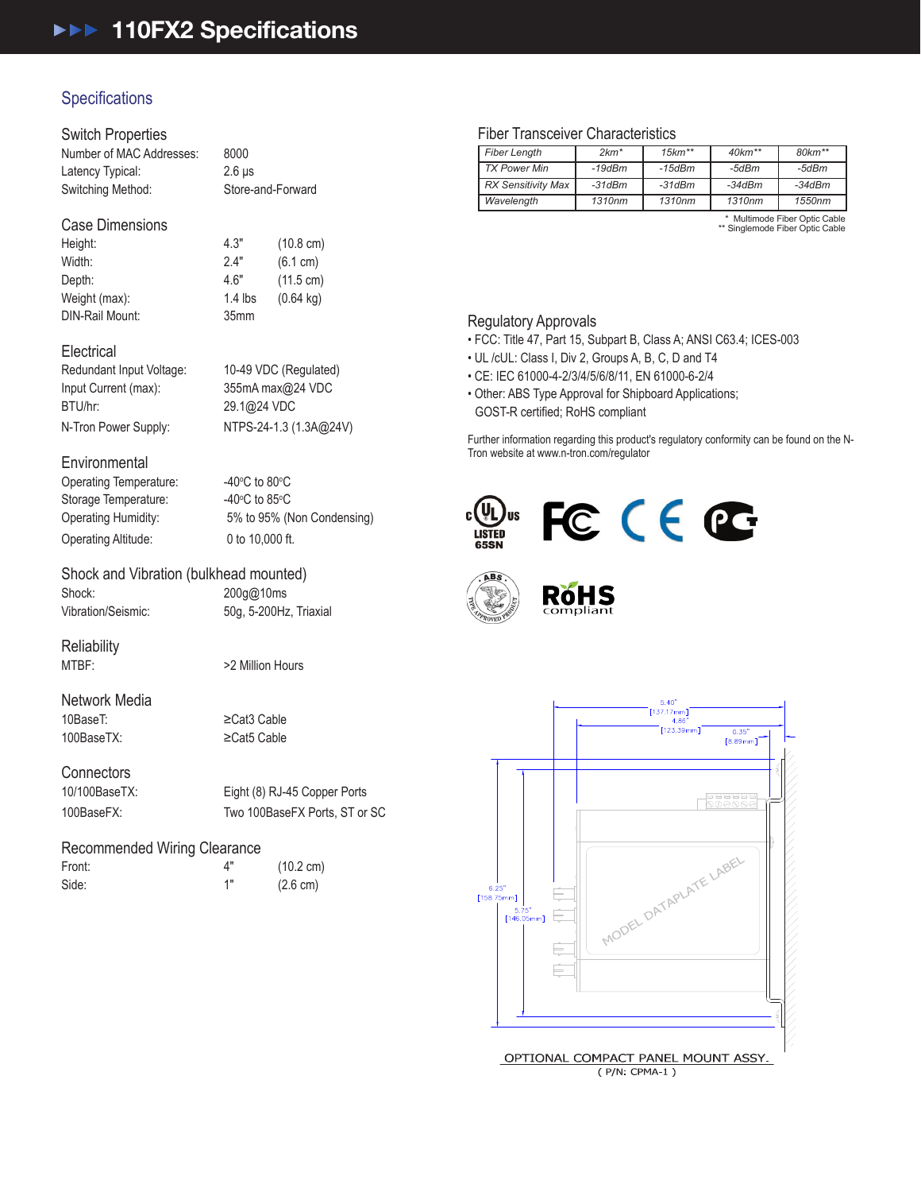# 110FX2 Specifications

## Specifications

### Switch Properties

| | |
|---|---|
| Number of MAC Addresses: | 8000 |
| Latency Typical: | 2.6 μs |
| Switching Method: | Store-and-Forward |

### Case Dimensions

| | | |
|---|---|---|
| Height: | 4.3" | (10.8 cm) |
| Width: | 2.4" | (6.1 cm) |
| Depth: | 4.6" | (11.5 cm) |
| Weight (max): | 1.4 lbs | (0.64 kg) |
| DIN-Rail Mount: | 35mm | |

### Electrical

| | |
|---|---|
| Redundant Input Voltage: | 10-49 VDC (Regulated) |
| Input Current (max): | 355mA max@24 VDC |
| BTU/hr: | 29.1@24 VDC |
| N-Tron Power Supply: | NTPS-24-1.3 (1.3A@24V) |

### Environmental

| | |
|---|---|
| Operating Temperature: | -40°C to 80°C |
| Storage Temperature: | -40°C to 85°C |
| Operating Humidity: | 5% to 95% (Non Condensing) |
| Operating Altitude: | 0 to 10,000 ft. |

### Shock and Vibration (bulkhead mounted)

| | |
|---|---|
| Shock: | 200g@10ms |
| Vibration/Seismic: | 50g, 5-200Hz, Triaxial |

### Reliability

| | |
|---|---|
| MTBF: | >2 Million Hours |

### Network Media

| | |
|---|---|
| 10BaseT: | ≥Cat3 Cable |
| 100BaseTX: | ≥Cat5 Cable |

### Connectors

| | |
|---|---|
| 10/100BaseTX: | Eight (8) RJ-45 Copper Ports |
| 100BaseFX: | Two 100BaseFX Ports, ST or SC |

### Recommended Wiring Clearance

| | | |
|---|---|---|
| Front: | 4" | (10.2 cm) |
| Side: | 1" | (2.6 cm) |

### Fiber Transceiver Characteristics

| Fiber Length | 2km* | 15km** | 40km** | 80km** |
|---|---|---|---|---|
| TX Power Min | -19dBm | -15dBm | -5dBm | -5dBm |
| RX Sensitivity Max | -31dBm | -31dBm | -34dBm | -34dBm |
| Wavelength | 1310nm | 1310nm | 1310nm | 1550nm |

\* Multimode Fiber Optic Cable
\*\* Singlemode Fiber Optic Cable

### Regulatory Approvals

- FCC: Title 47, Part 15, Subpart B, Class A; ANSI C63.4; ICES-003
- UL /cUL: Class I, Div 2, Groups A, B, C, D and T4
- CE: IEC 61000-4-2/3/4/5/6/8/11, EN 61000-6-2/4
- Other: ABS Type Approval for Shipboard Applications; GOST-R certified; RoHS compliant

Further information regarding this product's regulatory conformity can be found on the N-Tron website at www.n-tron.com/regulator

c UL us LISTED 65SN

RoHS compliant

5.40" [137.17mm]
4.86" [123.39mm]
0.35" [8.89mm]
6.25" [158.75mm]
5.75" [146.05mm]
MODEL DATAPLATE LABEL

OPTIONAL COMPACT PANEL MOUNT ASSY.
( P/N: CPMA-1 )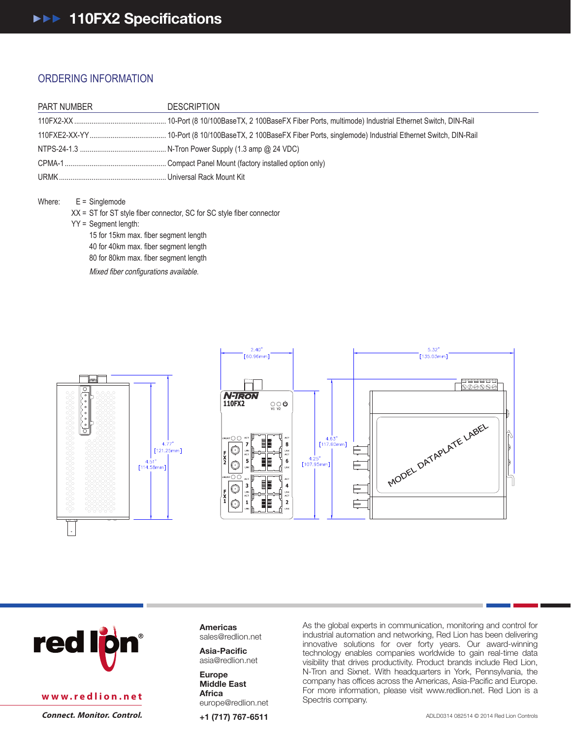## ORDERING INFORMATION

| PART NUMBER | DESCRIPTION |
|---|---|
| 110FX2-XX | 10-Port (8 10/100BaseTX, 2 100BaseFX Fiber Ports, multimode) Industrial Ethernet Switch, DIN-Rail |
| 110FXE2-XX-YY | 10-Port (8 10/100BaseTX, 2 100BaseFX Fiber Ports, singlemode) Industrial Ethernet Switch, DIN-Rail |
| NTPS-24-1.3 | N-Tron Power Supply (1.3 amp @ 24 VDC) |
| CPMA-1 | Compact Panel Mount (factory installed option only) |
| URMK | Universal Rack Mount Kit |

Where: E = Singlemode

XX = ST for ST style fiber connector, SC for SC style fiber connector

YY = Segment length:

- 15 for 15km max. fiber segment length
- 40 for 40km max. fiber segment length
- 80 for 80km max. fiber segment length

*Mixed fiber configurations available.*

4.77" [121.25mm]
4.51" [114.55mm]
2.40" [60.96mm]
N-TRON
110FX2
V1 V2
FX2
FX1
4.63" [117.60mm]
4.25" [107.95mm]
5.32" [135.03mm]
MODEL DATAPLATE LABEL

**Americas**
sales@redlion.net

**Asia-Pacific**
asia@redlion.net

**Europe**
**Middle East**
**Africa**
europe@redlion.net

**+1 (717) 767-6511**

As the global experts in communication, monitoring and control for industrial automation and networking, Red Lion has been delivering innovative solutions for over forty years. Our award-winning technology enables companies worldwide to gain real-time data visibility that drives productivity. Product brands include Red Lion, N-Tron and Sixnet. With headquarters in York, Pennsylvania, the company has offices across the Americas, Asia-Pacific and Europe. For more information, please visit www.redlion.net. Red Lion is a Spectris company.

www.redlion.net

*Connect. Monitor. Control.*

ADLD0314 082514 © 2014 Red Lion Controls